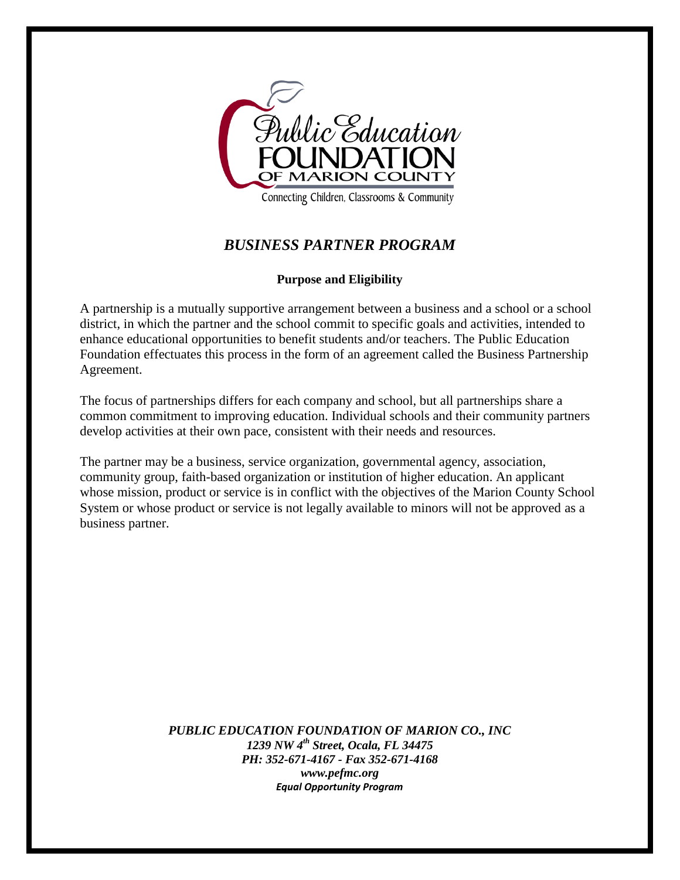Public Education FOUNDATION OF MARION COUNTY

Connecting Children, Classrooms & Community

# *BUSINESS PARTNER PROGRAM*

**Purpose and Eligibility**

A partnership is a mutually supportive arrangement between a business and a school or a school district, in which the partner and the school commit to specific goals and activities, intended to enhance educational opportunities to benefit students and/or teachers. The Public Education Foundation effectuates this process in the form of an agreement called the Business Partnership Agreement.

The focus of partnerships differs for each company and school, but all partnerships share a common commitment to improving education. Individual schools and their community partners develop activities at their own pace, consistent with their needs and resources.

The partner may be a business, service organization, governmental agency, association, community group, faith-based organization or institution of higher education. An applicant whose mission, product or service is in conflict with the objectives of the Marion County School System or whose product or service is not legally available to minors will not be approved as a business partner.

***PUBLIC EDUCATION FOUNDATION OF MARION CO., INC***
***1239 NW 4th Street, Ocala, FL 34475***
***PH: 352-671-4167 - Fax 352-671-4168***
***www.pefmc.org***
***Equal Opportunity Program***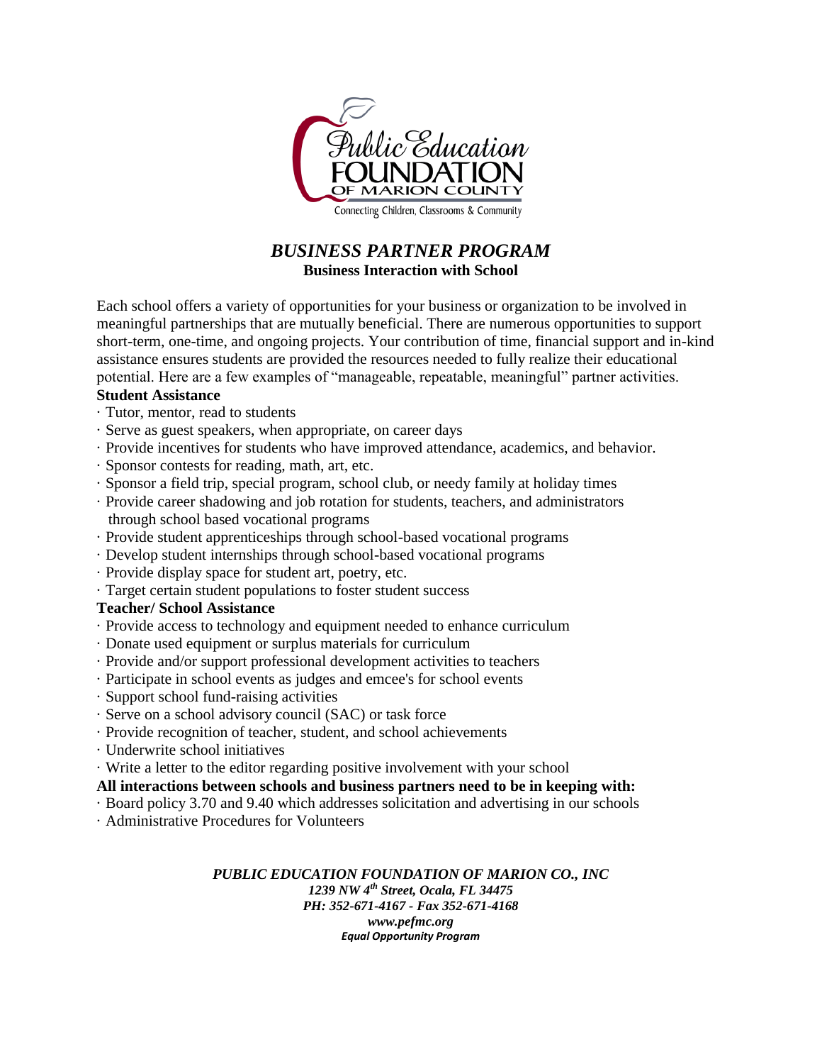Public Education FOUNDATION OF MARION COUNTY

Connecting Children, Classrooms & Community

## *BUSINESS PARTNER PROGRAM*

**Business Interaction with School**

Each school offers a variety of opportunities for your business or organization to be involved in meaningful partnerships that are mutually beneficial. There are numerous opportunities to support short-term, one-time, and ongoing projects. Your contribution of time, financial support and in-kind assistance ensures students are provided the resources needed to fully realize their educational potential. Here are a few examples of "manageable, repeatable, meaningful" partner activities.

**Student Assistance**

- Tutor, mentor, read to students
- Serve as guest speakers, when appropriate, on career days
- Provide incentives for students who have improved attendance, academics, and behavior.
- Sponsor contests for reading, math, art, etc.
- Sponsor a field trip, special program, school club, or needy family at holiday times
- Provide career shadowing and job rotation for students, teachers, and administrators through school based vocational programs
- Provide student apprenticeships through school-based vocational programs
- Develop student internships through school-based vocational programs
- Provide display space for student art, poetry, etc.
- Target certain student populations to foster student success

**Teacher/ School Assistance**

- Provide access to technology and equipment needed to enhance curriculum
- Donate used equipment or surplus materials for curriculum
- Provide and/or support professional development activities to teachers
- Participate in school events as judges and emcee's for school events
- Support school fund-raising activities
- Serve on a school advisory council (SAC) or task force
- Provide recognition of teacher, student, and school achievements
- Underwrite school initiatives
- Write a letter to the editor regarding positive involvement with your school

**All interactions between schools and business partners need to be in keeping with:**

- Board policy 3.70 and 9.40 which addresses solicitation and advertising in our schools
- Administrative Procedures for Volunteers

***PUBLIC EDUCATION FOUNDATION OF MARION CO., INC***
***1239 NW 4th Street, Ocala, FL 34475***
***PH: 352-671-4167 - Fax 352-671-4168***
***www.pefmc.org***
***Equal Opportunity Program***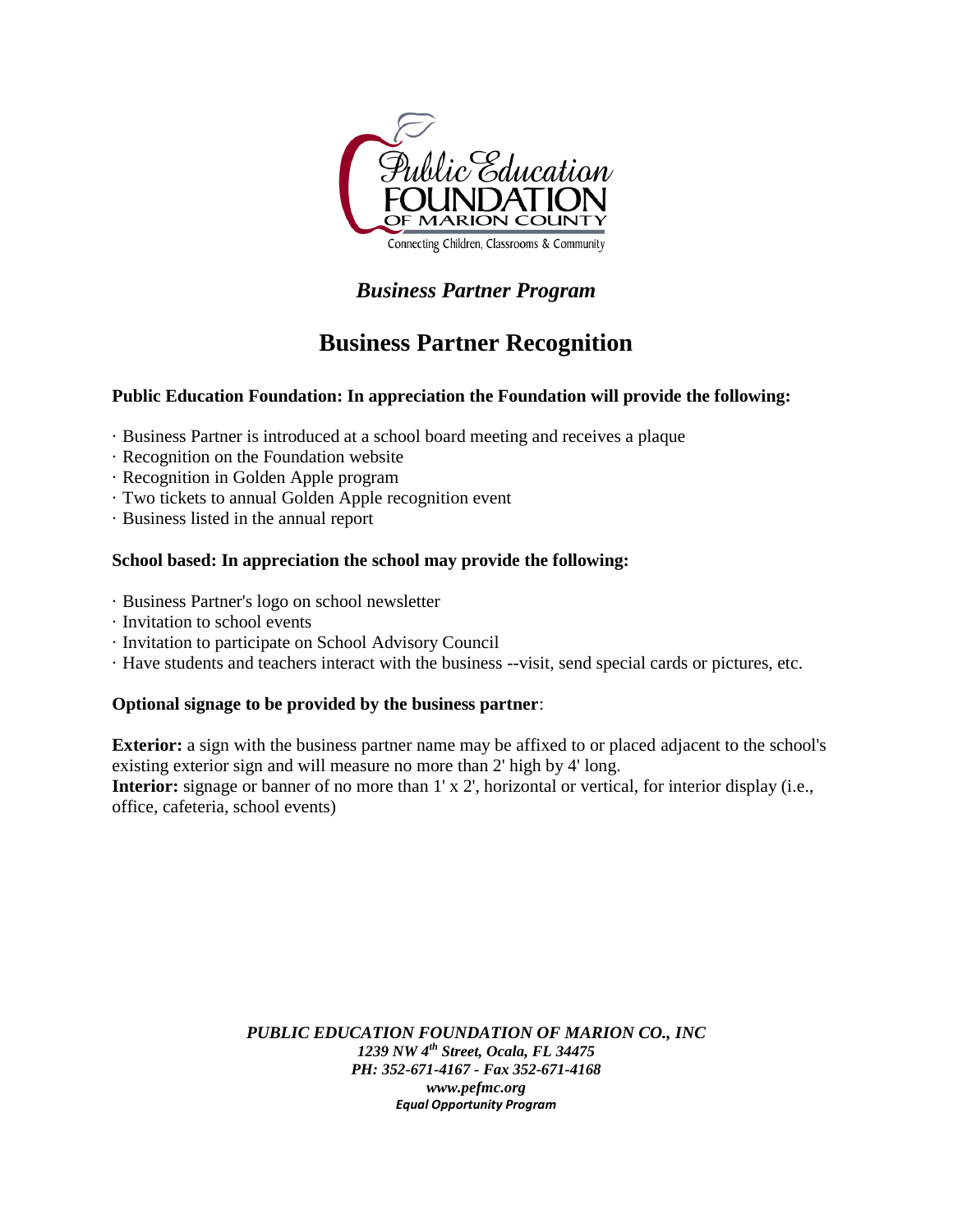Public Education FOUNDATION OF MARION COUNTY

Connecting Children, Classrooms & Community

*Business Partner Program*

# Business Partner Recognition

**Public Education Foundation: In appreciation the Foundation will provide the following:**

· Business Partner is introduced at a school board meeting and receives a plaque
· Recognition on the Foundation website
· Recognition in Golden Apple program
· Two tickets to annual Golden Apple recognition event
· Business listed in the annual report

**School based: In appreciation the school may provide the following:**

· Business Partner's logo on school newsletter
· Invitation to school events
· Invitation to participate on School Advisory Council
· Have students and teachers interact with the business --visit, send special cards or pictures, etc.

**Optional signage to be provided by the business partner**:

**Exterior:** a sign with the business partner name may be affixed to or placed adjacent to the school's existing exterior sign and will measure no more than 2' high by 4' long.
**Interior:** signage or banner of no more than 1' x 2', horizontal or vertical, for interior display (i.e., office, cafeteria, school events)

***PUBLIC EDUCATION FOUNDATION OF MARION CO., INC***
***1239 NW 4th Street, Ocala, FL 34475***
***PH: 352-671-4167 - Fax 352-671-4168***
***www.pefmc.org***
***Equal Opportunity Program***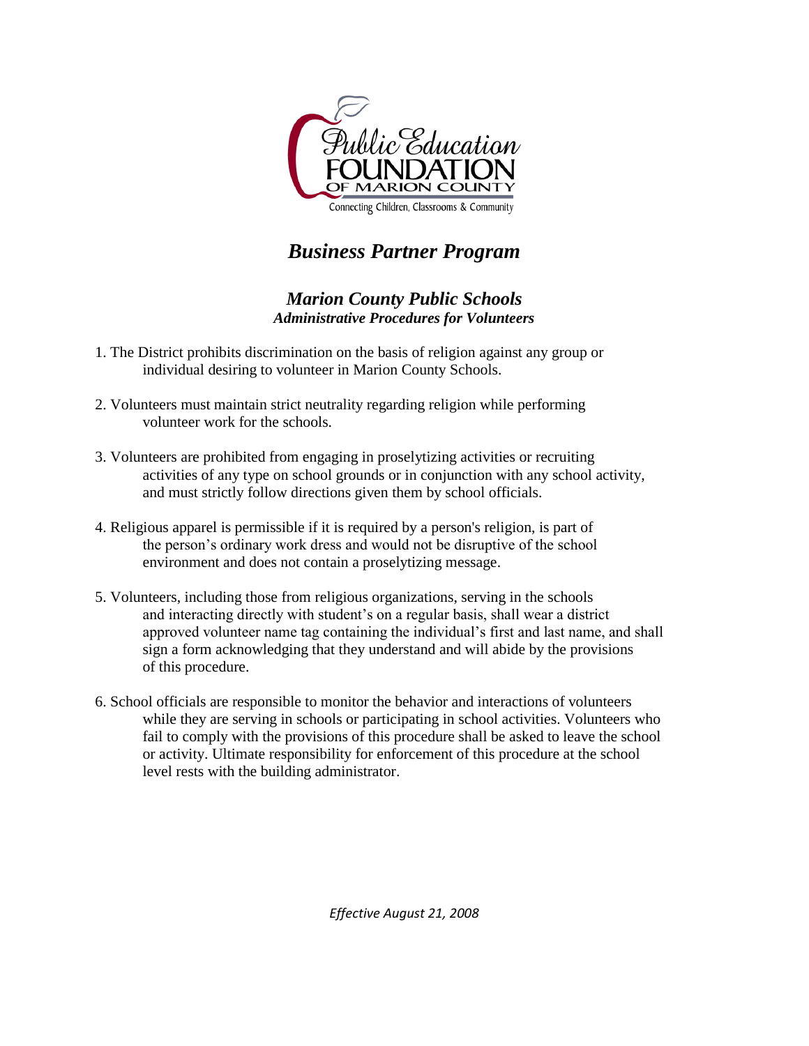Public Education FOUNDATION OF MARION COUNTY

Connecting Children, Classrooms & Community

# *Business Partner Program*

## *Marion County Public Schools*
### *Administrative Procedures for Volunteers*

1. The District prohibits discrimination on the basis of religion against any group or individual desiring to volunteer in Marion County Schools.

2. Volunteers must maintain strict neutrality regarding religion while performing volunteer work for the schools.

3. Volunteers are prohibited from engaging in proselytizing activities or recruiting activities of any type on school grounds or in conjunction with any school activity, and must strictly follow directions given them by school officials.

4. Religious apparel is permissible if it is required by a person's religion, is part of the person's ordinary work dress and would not be disruptive of the school environment and does not contain a proselytizing message.

5. Volunteers, including those from religious organizations, serving in the schools and interacting directly with student's on a regular basis, shall wear a district approved volunteer name tag containing the individual's first and last name, and shall sign a form acknowledging that they understand and will abide by the provisions of this procedure.

6. School officials are responsible to monitor the behavior and interactions of volunteers while they are serving in schools or participating in school activities. Volunteers who fail to comply with the provisions of this procedure shall be asked to leave the school or activity. Ultimate responsibility for enforcement of this procedure at the school level rests with the building administrator.

*Effective August 21, 2008*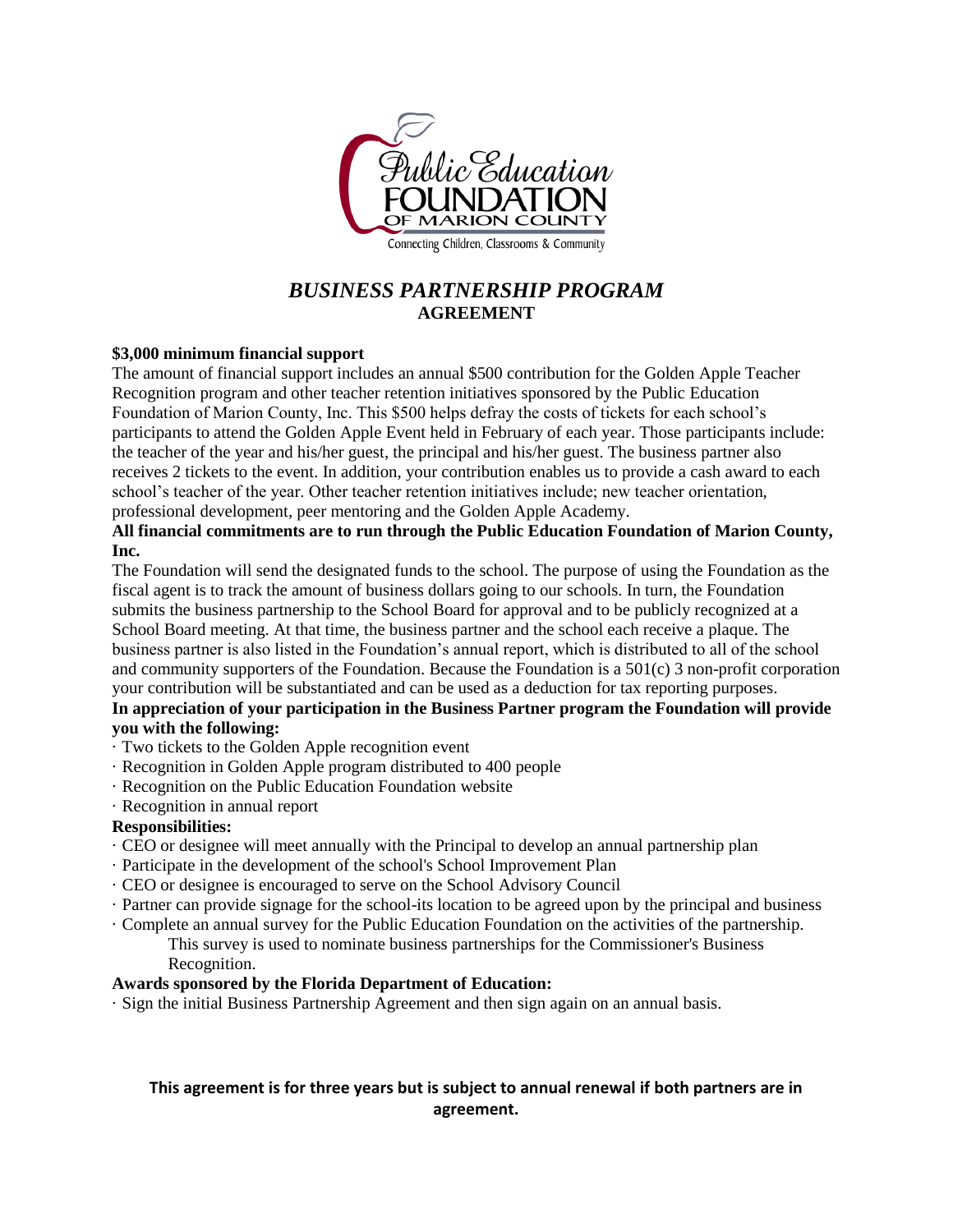Public Education FOUNDATION OF MARION COUNTY

Connecting Children, Classrooms & Community

# *BUSINESS PARTNERSHIP PROGRAM*
## AGREEMENT

**$3,000 minimum financial support**

The amount of financial support includes an annual $500 contribution for the Golden Apple Teacher Recognition program and other teacher retention initiatives sponsored by the Public Education Foundation of Marion County, Inc. This $500 helps defray the costs of tickets for each school's participants to attend the Golden Apple Event held in February of each year. Those participants include: the teacher of the year and his/her guest, the principal and his/her guest. The business partner also receives 2 tickets to the event. In addition, your contribution enables us to provide a cash award to each school's teacher of the year. Other teacher retention initiatives include; new teacher orientation, professional development, peer mentoring and the Golden Apple Academy.

**All financial commitments are to run through the Public Education Foundation of Marion County, Inc.**

The Foundation will send the designated funds to the school. The purpose of using the Foundation as the fiscal agent is to track the amount of business dollars going to our schools. In turn, the Foundation submits the business partnership to the School Board for approval and to be publicly recognized at a School Board meeting. At that time, the business partner and the school each receive a plaque. The business partner is also listed in the Foundation's annual report, which is distributed to all of the school and community supporters of the Foundation. Because the Foundation is a 501(c) 3 non-profit corporation your contribution will be substantiated and can be used as a deduction for tax reporting purposes.

**In appreciation of your participation in the Business Partner program the Foundation will provide you with the following:**

- Two tickets to the Golden Apple recognition event
- Recognition in Golden Apple program distributed to 400 people
- Recognition on the Public Education Foundation website
- Recognition in annual report

**Responsibilities:**

- CEO or designee will meet annually with the Principal to develop an annual partnership plan
- Participate in the development of the school's School Improvement Plan
- CEO or designee is encouraged to serve on the School Advisory Council
- Partner can provide signage for the school-its location to be agreed upon by the principal and business
- Complete an annual survey for the Public Education Foundation on the activities of the partnership. This survey is used to nominate business partnerships for the Commissioner's Business Recognition.

**Awards sponsored by the Florida Department of Education:**

- Sign the initial Business Partnership Agreement and then sign again on an annual basis.

**This agreement is for three years but is subject to annual renewal if both partners are in agreement.**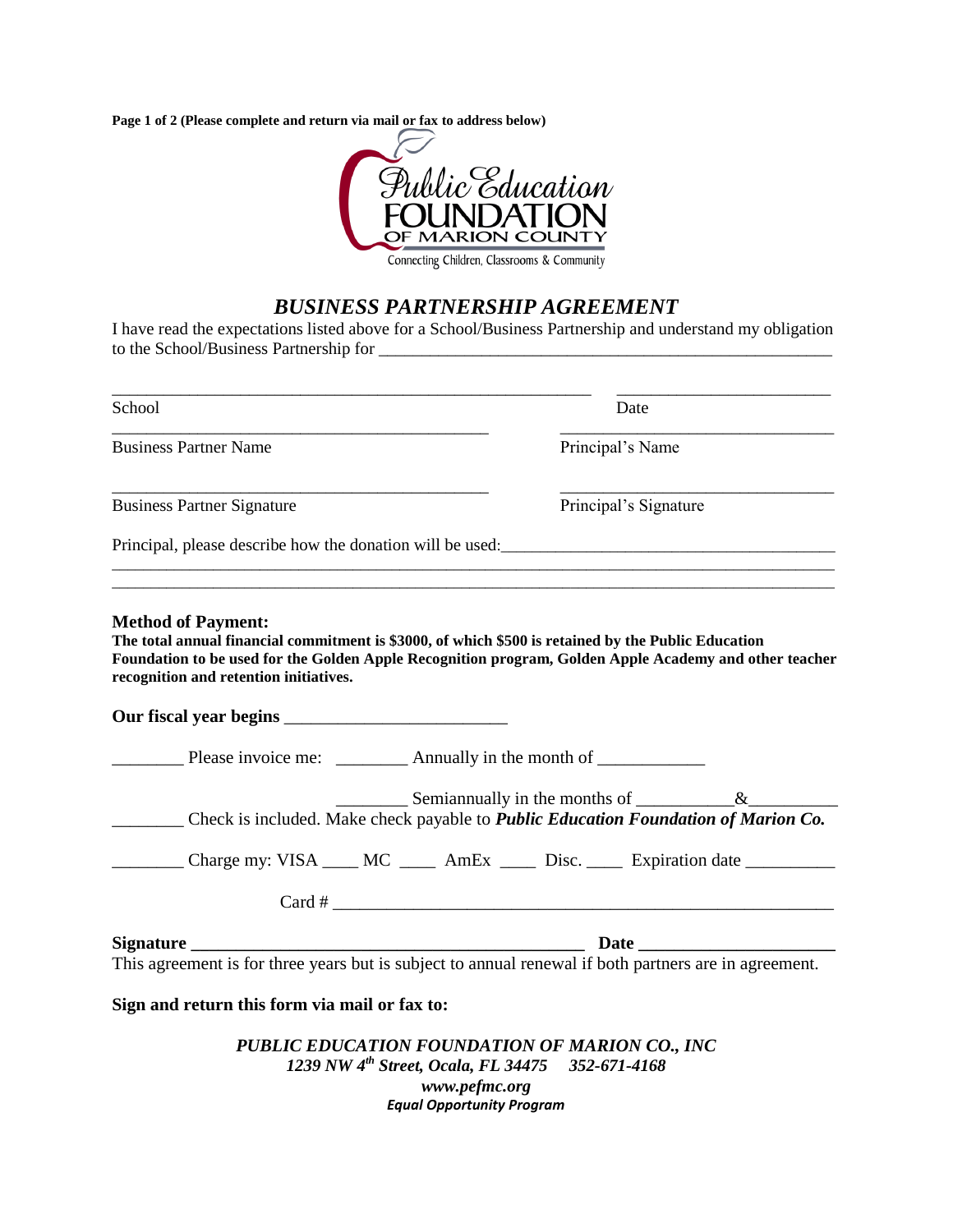**Page 1 of 2 (Please complete and return via mail or fax to address below)**

Public Education FOUNDATION OF MARION COUNTY

Connecting Children, Classrooms & Community

## *BUSINESS PARTNERSHIP AGREEMENT*

I have read the expectations listed above for a School/Business Partnership and understand my obligation to the School/Business Partnership for _______________________________________________

_______________________________________________ ______________________

School Date

_______________________________________ ____________________________

Business Partner Name Principal's Name

_______________________________________ ____________________________

Business Partner Signature Principal's Signature

Principal, please describe how the donation will be used:__________________________________

___________________________________________________________________________

___________________________________________________________________________

**Method of Payment:**

**The total annual financial commitment is $3000, of which $500 is retained by the Public Education Foundation to be used for the Golden Apple Recognition program, Golden Apple Academy and other teacher recognition and retention initiatives.**

**Our fiscal year begins** ________________________

________ Please invoice me: ________ Annually in the month of ____________

________ Semiannually in the months of ___________&__________

________ Check is included. Make check payable to ***Public Education Foundation of Marion Co.***

________ Charge my: VISA ____ MC ____ AmEx ____ Disc. ____ Expiration date __________

Card # ________________________________________________________

**Signature ____________________________________________ Date ______________________**

This agreement is for three years but is subject to annual renewal if both partners are in agreement.

**Sign and return this form via mail or fax to:**

***PUBLIC EDUCATION FOUNDATION OF MARION CO., INC***

***1239 NW 4th Street, Ocala, FL 34475 352-671-4168***

***www.pefmc.org***

***Equal Opportunity Program***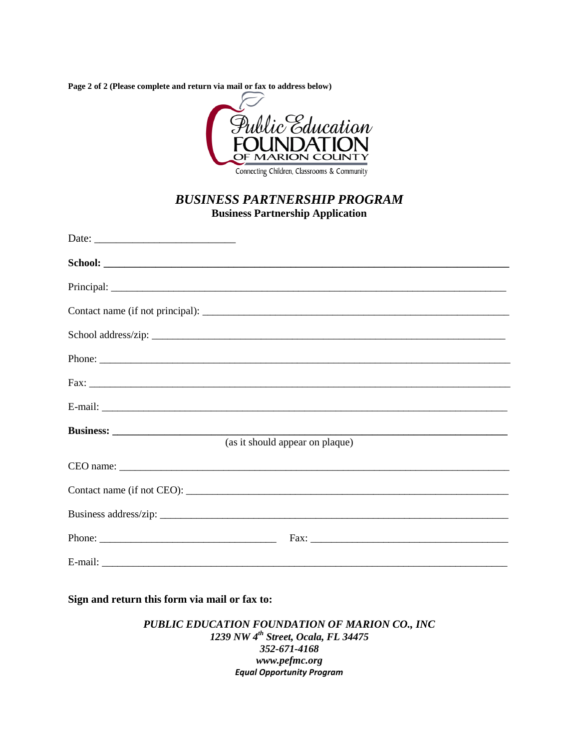**Page 2 of 2 (Please complete and return via mail or fax to address below)**

Public Education FOUNDATION OF MARION COUNTY

Connecting Children, Classrooms & Community

# *BUSINESS PARTNERSHIP PROGRAM*

## Business Partnership Application

Date: ___________________________

**School: ___________________________________________________________________________**

Principal: ___________________________________________________________________________

Contact name (if not principal): _______________________________________________________

School address/zip: __________________________________________________________________

Phone: _____________________________________________________________________________

Fax: _______________________________________________________________________________

E-mail: _____________________________________________________________________________

**Business: __________________________________________________________________________**

(as it should appear on plaque)

CEO name: __________________________________________________________________________

Contact name (if not CEO): ____________________________________________________________

Business address/zip: _________________________________________________________________

Phone: _________________________________ Fax: _____________________________________

E-mail: _____________________________________________________________________________

**Sign and return this form via mail or fax to:**

***PUBLIC EDUCATION FOUNDATION OF MARION CO., INC***
***1239 NW 4th Street, Ocala, FL 34475***
***352-671-4168***
***www.pefmc.org***
***Equal Opportunity Program***